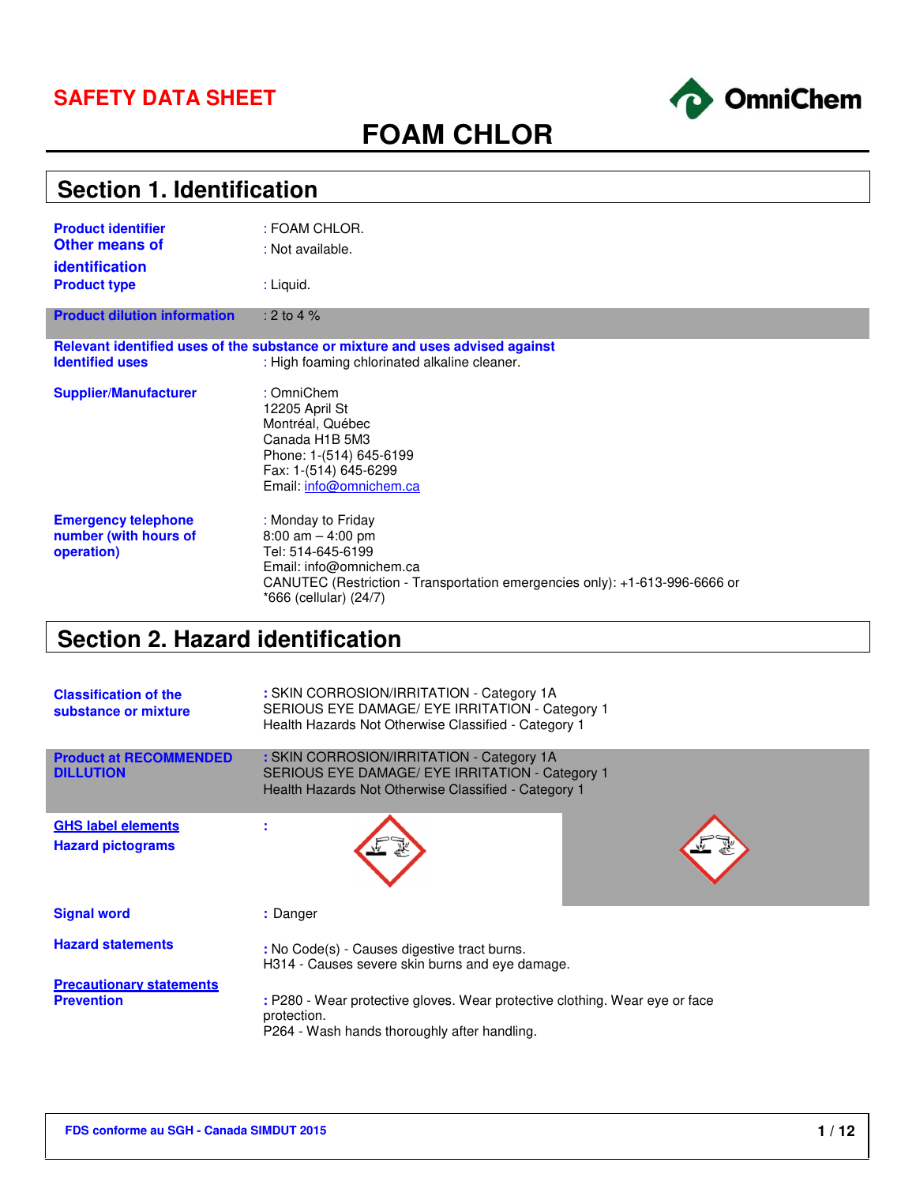# SAFETY DATA SHEET

OmniChem

# FOAM CHLOR

## Section 1. Identification

**Product identifier** : FOAM CHLOR.

**Other means of identification** : Not available.

**Product type** : Liquid.

**Product dilution information** : 2 to 4 %

**Relevant identified uses of the substance or mixture and uses advised against**

**Identified uses** : High foaming chlorinated alkaline cleaner.

**Supplier/Manufacturer** : OmniChem
12205 April St
Montréal, Québec
Canada H1B 5M3
Phone: 1-(514) 645-6199
Fax: 1-(514) 645-6299
Email: info@omnichem.ca

**Emergency telephone number (with hours of operation)** : Monday to Friday
8:00 am – 4:00 pm
Tel: 514-645-6199
Email: info@omnichem.ca
CANUTEC (Restriction - Transportation emergencies only): +1-613-996-6666 or *666 (cellular) (24/7)

## Section 2. Hazard identification

**Classification of the substance or mixture** : SKIN CORROSION/IRRITATION - Category 1A
SERIOUS EYE DAMAGE/ EYE IRRITATION - Category 1
Health Hazards Not Otherwise Classified - Category 1

**Product at RECOMMENDED DILLUTION** : SKIN CORROSION/IRRITATION - Category 1A
SERIOUS EYE DAMAGE/ EYE IRRITATION - Category 1
Health Hazards Not Otherwise Classified - Category 1

**GHS label elements**

**Hazard pictograms** :

**Signal word** : Danger

**Hazard statements** : No Code(s) - Causes digestive tract burns.
H314 - Causes severe skin burns and eye damage.

**Precautionary statements**

**Prevention** : P280 - Wear protective gloves. Wear protective clothing. Wear eye or face protection.
P264 - Wash hands thoroughly after handling.

FDS conforme au SGH - Canada SIMDUT 2015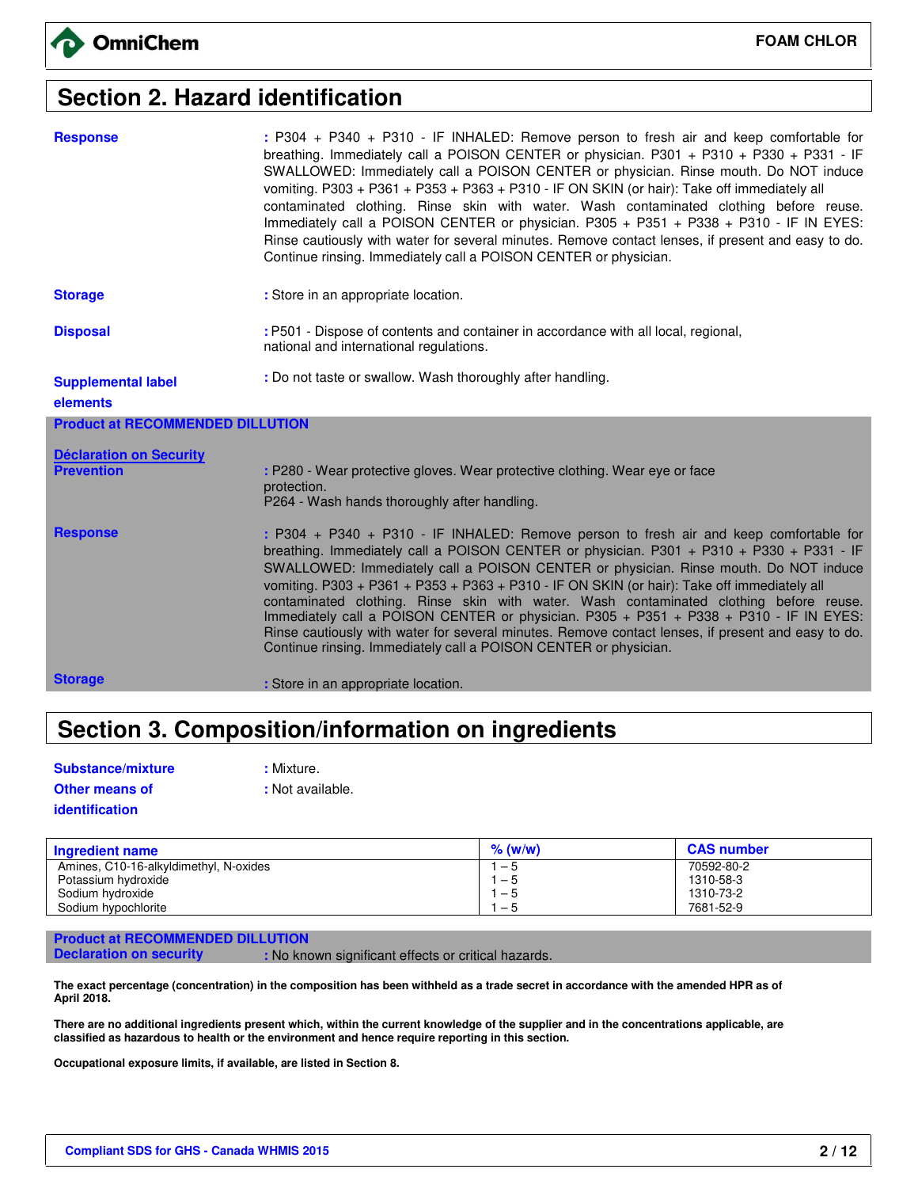## Section 2. Hazard identification

**Response** : P304 + P340 + P310 - IF INHALED: Remove person to fresh air and keep comfortable for breathing. Immediately call a POISON CENTER or physician. P301 + P310 + P330 + P331 - IF SWALLOWED: Immediately call a POISON CENTER or physician. Rinse mouth. Do NOT induce vomiting. P303 + P361 + P353 + P363 + P310 - IF ON SKIN (or hair): Take off immediately all contaminated clothing. Rinse skin with water. Wash contaminated clothing before reuse. Immediately call a POISON CENTER or physician. P305 + P351 + P338 + P310 - IF IN EYES: Rinse cautiously with water for several minutes. Remove contact lenses, if present and easy to do. Continue rinsing. Immediately call a POISON CENTER or physician.

**Storage** : Store in an appropriate location.

**Disposal** : P501 - Dispose of contents and container in accordance with all local, regional, national and international regulations.

**Supplemental label elements** : Do not taste or swallow. Wash thoroughly after handling.

**Product at RECOMMENDED DILLUTION**

**Déclaration on Security**

**Prevention** : P280 - Wear protective gloves. Wear protective clothing. Wear eye or face protection.
P264 - Wash hands thoroughly after handling.

**Response** : P304 + P340 + P310 - IF INHALED: Remove person to fresh air and keep comfortable for breathing. Immediately call a POISON CENTER or physician. P301 + P310 + P330 + P331 - IF SWALLOWED: Immediately call a POISON CENTER or physician. Rinse mouth. Do NOT induce vomiting. P303 + P361 + P353 + P363 + P310 - IF ON SKIN (or hair): Take off immediately all contaminated clothing. Rinse skin with water. Wash contaminated clothing before reuse. Immediately call a POISON CENTER or physician. P305 + P351 + P338 + P310 - IF IN EYES: Rinse cautiously with water for several minutes. Remove contact lenses, if present and easy to do. Continue rinsing. Immediately call a POISON CENTER or physician.

**Storage** : Store in an appropriate location.

## Section 3. Composition/information on ingredients

**Substance/mixture** : Mixture.

**Other means of identification** : Not available.

| Ingredient name | % (w/w) | CAS number |
|---|---|---|
| Amines, C10-16-alkyldimethyl, N-oxides | 1 – 5 | 70592-80-2 |
| Potassium hydroxide | 1 – 5 | 1310-58-3 |
| Sodium hydroxide | 1 – 5 | 1310-73-2 |
| Sodium hypochlorite | 1 – 5 | 7681-52-9 |

**Product at RECOMMENDED DILLUTION**

**Declaration on security** : No known significant effects or critical hazards.

**The exact percentage (concentration) in the composition has been withheld as a trade secret in accordance with the amended HPR as of April 2018.**

**There are no additional ingredients present which, within the current knowledge of the supplier and in the concentrations applicable, are classified as hazardous to health or the environment and hence require reporting in this section.**

**Occupational exposure limits, if available, are listed in Section 8.**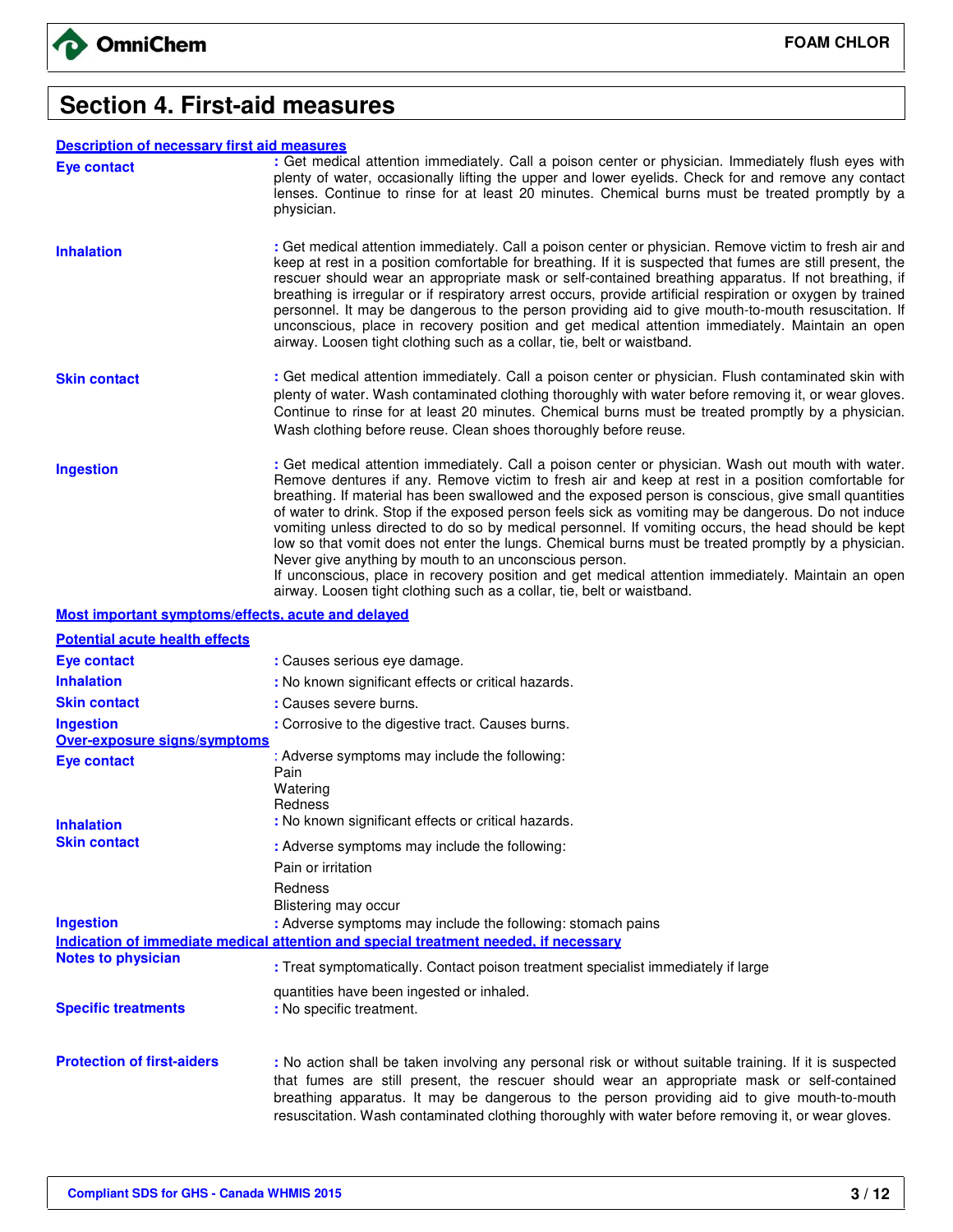# Section 4. First-aid measures

### Description of necessary first aid measures

**Eye contact** : Get medical attention immediately. Call a poison center or physician. Immediately flush eyes with plenty of water, occasionally lifting the upper and lower eyelids. Check for and remove any contact lenses. Continue to rinse for at least 20 minutes. Chemical burns must be treated promptly by a physician.

**Inhalation** : Get medical attention immediately. Call a poison center or physician. Remove victim to fresh air and keep at rest in a position comfortable for breathing. If it is suspected that fumes are still present, the rescuer should wear an appropriate mask or self-contained breathing apparatus. If not breathing, if breathing is irregular or if respiratory arrest occurs, provide artificial respiration or oxygen by trained personnel. It may be dangerous to the person providing aid to give mouth-to-mouth resuscitation. If unconscious, place in recovery position and get medical attention immediately. Maintain an open airway. Loosen tight clothing such as a collar, tie, belt or waistband.

**Skin contact** : Get medical attention immediately. Call a poison center or physician. Flush contaminated skin with plenty of water. Wash contaminated clothing thoroughly with water before removing it, or wear gloves. Continue to rinse for at least 20 minutes. Chemical burns must be treated promptly by a physician. Wash clothing before reuse. Clean shoes thoroughly before reuse.

**Ingestion** : Get medical attention immediately. Call a poison center or physician. Wash out mouth with water. Remove dentures if any. Remove victim to fresh air and keep at rest in a position comfortable for breathing. If material has been swallowed and the exposed person is conscious, give small quantities of water to drink. Stop if the exposed person feels sick as vomiting may be dangerous. Do not induce vomiting unless directed to do so by medical personnel. If vomiting occurs, the head should be kept low so that vomit does not enter the lungs. Chemical burns must be treated promptly by a physician. Never give anything by mouth to an unconscious person.
If unconscious, place in recovery position and get medical attention immediately. Maintain an open airway. Loosen tight clothing such as a collar, tie, belt or waistband.

### Most important symptoms/effects, acute and delayed

#### Potential acute health effects

**Eye contact** : Causes serious eye damage.

**Inhalation** : No known significant effects or critical hazards.

**Skin contact** : Causes severe burns.

**Ingestion** : Corrosive to the digestive tract. Causes burns.

#### Over-exposure signs/symptoms

**Eye contact** : Adverse symptoms may include the following:
Pain
Watering
Redness

**Inhalation** : No known significant effects or critical hazards.

**Skin contact** : Adverse symptoms may include the following:
Pain or irritation
Redness
Blistering may occur

**Ingestion** : Adverse symptoms may include the following: stomach pains

### Indication of immediate medical attention and special treatment needed, if necessary

**Notes to physician** : Treat symptomatically. Contact poison treatment specialist immediately if large quantities have been ingested or inhaled.

**Specific treatments** : No specific treatment.

**Protection of first-aiders** : No action shall be taken involving any personal risk or without suitable training. If it is suspected that fumes are still present, the rescuer should wear an appropriate mask or self-contained breathing apparatus. It may be dangerous to the person providing aid to give mouth-to-mouth resuscitation. Wash contaminated clothing thoroughly with water before removing it, or wear gloves.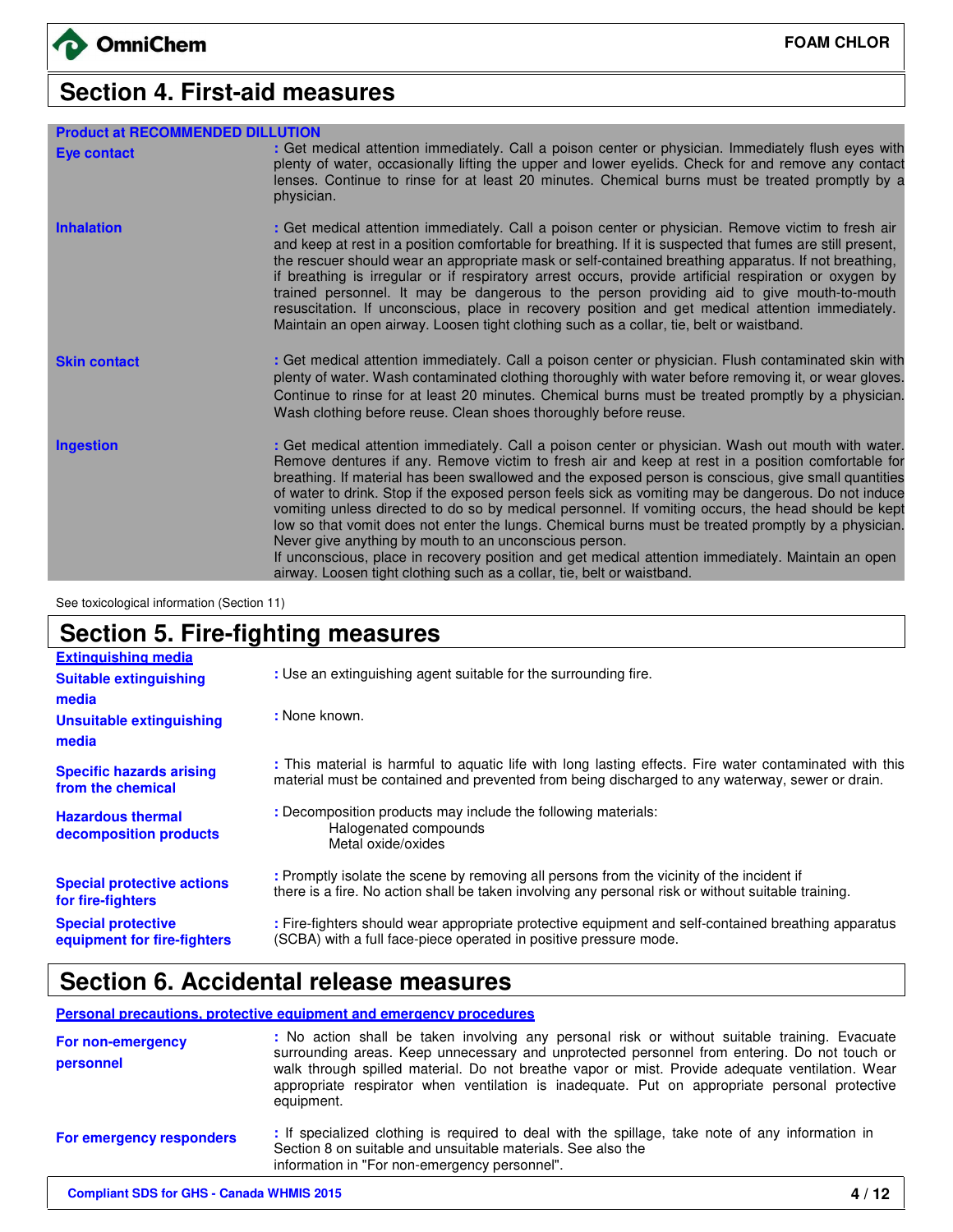## Section 4. First-aid measures

**Product at RECOMMENDED DILUTION**

| | |
|---|---|
| **Eye contact** | : Get medical attention immediately. Call a poison center or physician. Immediately flush eyes with plenty of water, occasionally lifting the upper and lower eyelids. Check for and remove any contact lenses. Continue to rinse for at least 20 minutes. Chemical burns must be treated promptly by a physician. |
| **Inhalation** | : Get medical attention immediately. Call a poison center or physician. Remove victim to fresh air and keep at rest in a position comfortable for breathing. If it is suspected that fumes are still present, the rescuer should wear an appropriate mask or self-contained breathing apparatus. If not breathing, if breathing is irregular or if respiratory arrest occurs, provide artificial respiration or oxygen by trained personnel. It may be dangerous to the person providing aid to give mouth-to-mouth resuscitation. If unconscious, place in recovery position and get medical attention immediately. Maintain an open airway. Loosen tight clothing such as a collar, tie, belt or waistband. |
| **Skin contact** | : Get medical attention immediately. Call a poison center or physician. Flush contaminated skin with plenty of water. Wash contaminated clothing thoroughly with water before removing it, or wear gloves. Continue to rinse for at least 20 minutes. Chemical burns must be treated promptly by a physician. Wash clothing before reuse. Clean shoes thoroughly before reuse. |
| **Ingestion** | : Get medical attention immediately. Call a poison center or physician. Wash out mouth with water. Remove dentures if any. Remove victim to fresh air and keep at rest in a position comfortable for breathing. If material has been swallowed and the exposed person is conscious, give small quantities of water to drink. Stop if the exposed person feels sick as vomiting may be dangerous. Do not induce vomiting unless directed to do so by medical personnel. If vomiting occurs, the head should be kept low so that vomit does not enter the lungs. Chemical burns must be treated promptly by a physician. Never give anything by mouth to an unconscious person. If unconscious, place in recovery position and get medical attention immediately. Maintain an open airway. Loosen tight clothing such as a collar, tie, belt or waistband. |

See toxicological information (Section 11)

## Section 5. Fire-fighting measures

**Extinguishing media**

| | |
|---|---|
| **Suitable extinguishing media** | : Use an extinguishing agent suitable for the surrounding fire. |
| **Unsuitable extinguishing media** | : None known. |
| **Specific hazards arising from the chemical** | : This material is harmful to aquatic life with long lasting effects. Fire water contaminated with this material must be contained and prevented from being discharged to any waterway, sewer or drain. |
| **Hazardous thermal decomposition products** | : Decomposition products may include the following materials:<br>Halogenated compounds<br>Metal oxide/oxides |
| **Special protective actions for fire-fighters** | : Promptly isolate the scene by removing all persons from the vicinity of the incident if there is a fire. No action shall be taken involving any personal risk or without suitable training. |
| **Special protective equipment for fire-fighters** | : Fire-fighters should wear appropriate protective equipment and self-contained breathing apparatus (SCBA) with a full face-piece operated in positive pressure mode. |

## Section 6. Accidental release measures

**Personal precautions, protective equipment and emergency procedures**

| | |
|---|---|
| **For non-emergency personnel** | : No action shall be taken involving any personal risk or without suitable training. Evacuate surrounding areas. Keep unnecessary and unprotected personnel from entering. Do not touch or walk through spilled material. Do not breathe vapor or mist. Provide adequate ventilation. Wear appropriate respirator when ventilation is inadequate. Put on appropriate personal protective equipment. |
| **For emergency responders** | : If specialized clothing is required to deal with the spillage, take note of any information in Section 8 on suitable and unsuitable materials. See also the information in "For non-emergency personnel". |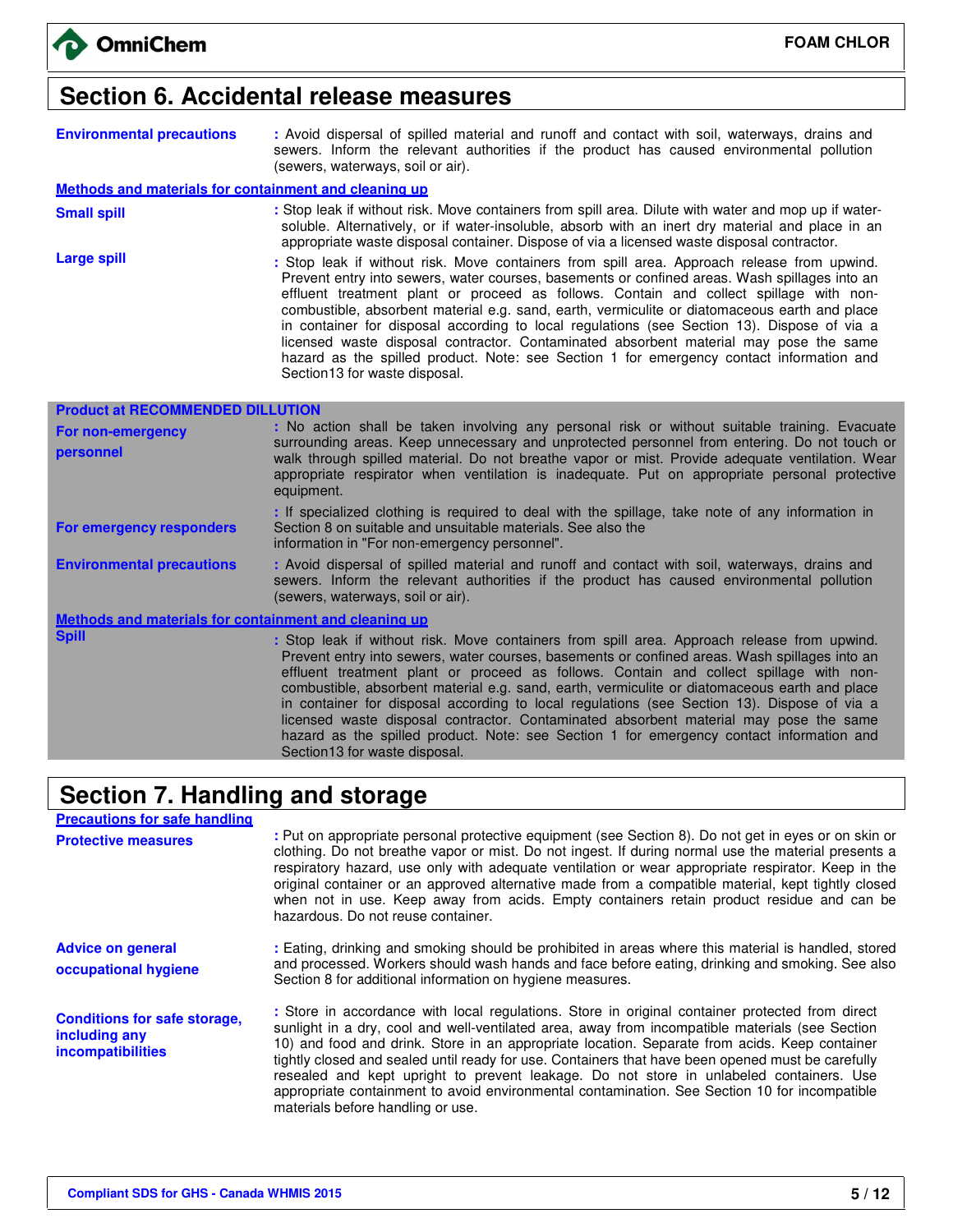## Section 6. Accidental release measures

**Environmental precautions** : Avoid dispersal of spilled material and runoff and contact with soil, waterways, drains and sewers. Inform the relevant authorities if the product has caused environmental pollution (sewers, waterways, soil or air).

**Methods and materials for containment and cleaning up**

**Small spill** : Stop leak if without risk. Move containers from spill area. Dilute with water and mop up if water-soluble. Alternatively, or if water-insoluble, absorb with an inert dry material and place in an appropriate waste disposal container. Dispose of via a licensed waste disposal contractor.

**Large spill** : Stop leak if without risk. Move containers from spill area. Approach release from upwind. Prevent entry into sewers, water courses, basements or confined areas. Wash spillages into an effluent treatment plant or proceed as follows. Contain and collect spillage with non-combustible, absorbent material e.g. sand, earth, vermiculite or diatomaceous earth and place in container for disposal according to local regulations (see Section 13). Dispose of via a licensed waste disposal contractor. Contaminated absorbent material may pose the same hazard as the spilled product. Note: see Section 1 for emergency contact information and Section13 for waste disposal.

**Product at RECOMMENDED DILLUTION**

**For non-emergency personnel** : No action shall be taken involving any personal risk or without suitable training. Evacuate surrounding areas. Keep unnecessary and unprotected personnel from entering. Do not touch or walk through spilled material. Do not breathe vapor or mist. Provide adequate ventilation. Wear appropriate respirator when ventilation is inadequate. Put on appropriate personal protective equipment.

**For emergency responders** : If specialized clothing is required to deal with the spillage, take note of any information in Section 8 on suitable and unsuitable materials. See also the information in "For non-emergency personnel".

**Environmental precautions** : Avoid dispersal of spilled material and runoff and contact with soil, waterways, drains and sewers. Inform the relevant authorities if the product has caused environmental pollution (sewers, waterways, soil or air).

**Methods and materials for containment and cleaning up**

**Spill** : Stop leak if without risk. Move containers from spill area. Approach release from upwind. Prevent entry into sewers, water courses, basements or confined areas. Wash spillages into an effluent treatment plant or proceed as follows. Contain and collect spillage with non-combustible, absorbent material e.g. sand, earth, vermiculite or diatomaceous earth and place in container for disposal according to local regulations (see Section 13). Dispose of via a licensed waste disposal contractor. Contaminated absorbent material may pose the same hazard as the spilled product. Note: see Section 1 for emergency contact information and Section13 for waste disposal.

## Section 7. Handling and storage

**Precautions for safe handling**

**Protective measures** : Put on appropriate personal protective equipment (see Section 8). Do not get in eyes or on skin or clothing. Do not breathe vapor or mist. Do not ingest. If during normal use the material presents a respiratory hazard, use only with adequate ventilation or wear appropriate respirator. Keep in the original container or an approved alternative made from a compatible material, kept tightly closed when not in use. Keep away from acids. Empty containers retain product residue and can be hazardous. Do not reuse container.

**Advice on general occupational hygiene** : Eating, drinking and smoking should be prohibited in areas where this material is handled, stored and processed. Workers should wash hands and face before eating, drinking and smoking. See also Section 8 for additional information on hygiene measures.

**Conditions for safe storage, including any incompatibilities** : Store in accordance with local regulations. Store in original container protected from direct sunlight in a dry, cool and well-ventilated area, away from incompatible materials (see Section 10) and food and drink. Store in an appropriate location. Separate from acids. Keep container tightly closed and sealed until ready for use. Containers that have been opened must be carefully resealed and kept upright to prevent leakage. Do not store in unlabeled containers. Use appropriate containment to avoid environmental contamination. See Section 10 for incompatible materials before handling or use.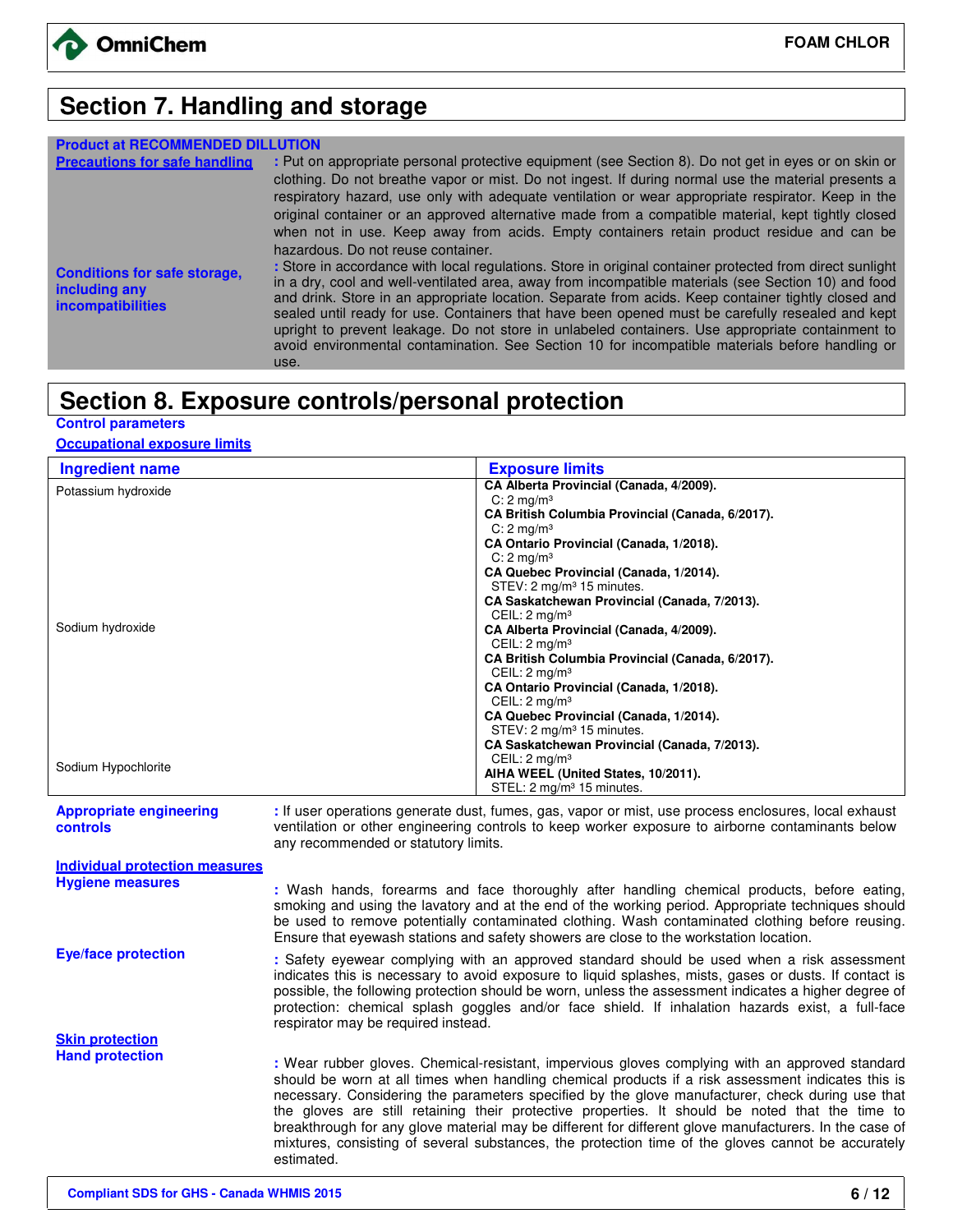## Section 7. Handling and storage

**Product at RECOMMENDED DILUTION**

**Precautions for safe handling** : Put on appropriate personal protective equipment (see Section 8). Do not get in eyes or on skin or clothing. Do not breathe vapor or mist. Do not ingest. If during normal use the material presents a respiratory hazard, use only with adequate ventilation or wear appropriate respirator. Keep in the original container or an approved alternative made from a compatible material, kept tightly closed when not in use. Keep away from acids. Empty containers retain product residue and can be hazardous. Do not reuse container.

**Conditions for safe storage, including any incompatibilities** : Store in accordance with local regulations. Store in original container protected from direct sunlight in a dry, cool and well-ventilated area, away from incompatible materials (see Section 10) and food and drink. Store in an appropriate location. Separate from acids. Keep container tightly closed and sealed until ready for use. Containers that have been opened must be carefully resealed and kept upright to prevent leakage. Do not store in unlabeled containers. Use appropriate containment to avoid environmental contamination. See Section 10 for incompatible materials before handling or use.

## Section 8. Exposure controls/personal protection

**Control parameters**

**Occupational exposure limits**

| Ingredient name | Exposure limits |
|---|---|
| Potassium hydroxide | **CA Alberta Provincial (Canada, 4/2009).**<br>C: 2 mg/m³<br>**CA British Columbia Provincial (Canada, 6/2017).**<br>C: 2 mg/m³<br>**CA Ontario Provincial (Canada, 1/2018).**<br>C: 2 mg/m³<br>**CA Quebec Provincial (Canada, 1/2014).**<br>STEV: 2 mg/m³ 15 minutes.<br>**CA Saskatchewan Provincial (Canada, 7/2013).**<br>CEIL: 2 mg/m³ |
| Sodium hydroxide | **CA Alberta Provincial (Canada, 4/2009).**<br>CEIL: 2 mg/m³<br>**CA British Columbia Provincial (Canada, 6/2017).**<br>CEIL: 2 mg/m³<br>**CA Ontario Provincial (Canada, 1/2018).**<br>CEIL: 2 mg/m³<br>**CA Quebec Provincial (Canada, 1/2014).**<br>STEV: 2 mg/m³ 15 minutes.<br>**CA Saskatchewan Provincial (Canada, 7/2013).**<br>CEIL: 2 mg/m³ |
| Sodium Hypochlorite | **AIHA WEEL (United States, 10/2011).**<br>STEL: 2 mg/m³ 15 minutes. |

**Appropriate engineering controls** : If user operations generate dust, fumes, gas, vapor or mist, use process enclosures, local exhaust ventilation or other engineering controls to keep worker exposure to airborne contaminants below any recommended or statutory limits.

**Individual protection measures**

**Hygiene measures** : Wash hands, forearms and face thoroughly after handling chemical products, before eating, smoking and using the lavatory and at the end of the working period. Appropriate techniques should be used to remove potentially contaminated clothing. Wash contaminated clothing before reusing. Ensure that eyewash stations and safety showers are close to the workstation location.

**Eye/face protection** : Safety eyewear complying with an approved standard should be used when a risk assessment indicates this is necessary to avoid exposure to liquid splashes, mists, gases or dusts. If contact is possible, the following protection should be worn, unless the assessment indicates a higher degree of protection: chemical splash goggles and/or face shield. If inhalation hazards exist, a full-face respirator may be required instead.

**Skin protection**

**Hand protection** : Wear rubber gloves. Chemical-resistant, impervious gloves complying with an approved standard should be worn at all times when handling chemical products if a risk assessment indicates this is necessary. Considering the parameters specified by the glove manufacturer, check during use that the gloves are still retaining their protective properties. It should be noted that the time to breakthrough for any glove material may be different for different glove manufacturers. In the case of mixtures, consisting of several substances, the protection time of the gloves cannot be accurately estimated.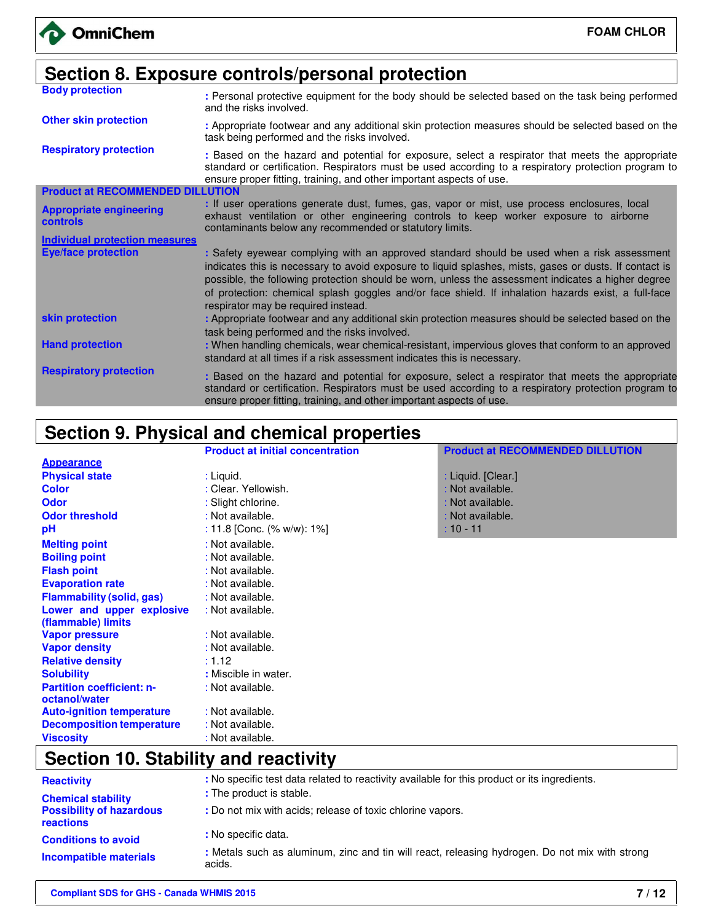## Section 8. Exposure controls/personal protection

**Body protection** : Personal protective equipment for the body should be selected based on the task being performed and the risks involved.

**Other skin protection** : Appropriate footwear and any additional skin protection measures should be selected based on the task being performed and the risks involved.

**Respiratory protection** : Based on the hazard and potential for exposure, select a respirator that meets the appropriate standard or certification. Respirators must be used according to a respiratory protection program to ensure proper fitting, training, and other important aspects of use.

**Product at RECOMMENDED DILLUTION**

**Appropriate engineering controls** : If user operations generate dust, fumes, gas, vapor or mist, use process enclosures, local exhaust ventilation or other engineering controls to keep worker exposure to airborne contaminants below any recommended or statutory limits.

**Individual protection measures**

**Eye/face protection** : Safety eyewear complying with an approved standard should be used when a risk assessment indicates this is necessary to avoid exposure to liquid splashes, mists, gases or dusts. If contact is possible, the following protection should be worn, unless the assessment indicates a higher degree of protection: chemical splash goggles and/or face shield. If inhalation hazards exist, a full-face respirator may be required instead.

**skin protection** : Appropriate footwear and any additional skin protection measures should be selected based on the task being performed and the risks involved.

**Hand protection** : When handling chemicals, wear chemical-resistant, impervious gloves that conform to an approved standard at all times if a risk assessment indicates this is necessary.

**Respiratory protection** : Based on the hazard and potential for exposure, select a respirator that meets the appropriate standard or certification. Respirators must be used according to a respiratory protection program to ensure proper fitting, training, and other important aspects of use.

## Section 9. Physical and chemical properties

| | Product at initial concentration | Product at RECOMMENDED DILLUTION |
|---|---|---|
| **Appearance** | | |
| Physical state | : Liquid. | : Liquid. [Clear.] |
| Color | : Clear. Yellowish. | : Not available. |
| Odor | : Slight chlorine. | : Not available. |
| Odor threshold | : Not available. | : Not available. |
| pH | : 11.8 [Conc. (% w/w): 1%] | : 10 - 11 |
| Melting point | : Not available. | |
| Boiling point | : Not available. | |
| Flash point | : Not available. | |
| Evaporation rate | : Not available. | |
| Flammability (solid, gas) | : Not available. | |
| Lower and upper explosive (flammable) limits | : Not available. | |
| Vapor pressure | : Not available. | |
| Vapor density | : Not available. | |
| Relative density | : 1.12 | |
| Solubility | : Miscible in water. | |
| Partition coefficient: n-octanol/water | : Not available. | |
| Auto-ignition temperature | : Not available. | |
| Decomposition temperature | : Not available. | |
| Viscosity | : Not available. | |

## Section 10. Stability and reactivity

**Reactivity** : No specific test data related to reactivity available for this product or its ingredients.

**Chemical stability** : The product is stable.

**Possibility of hazardous reactions** : Do not mix with acids; release of toxic chlorine vapors.

**Conditions to avoid** : No specific data.

**Incompatible materials** : Metals such as aluminum, zinc and tin will react, releasing hydrogen. Do not mix with strong acids.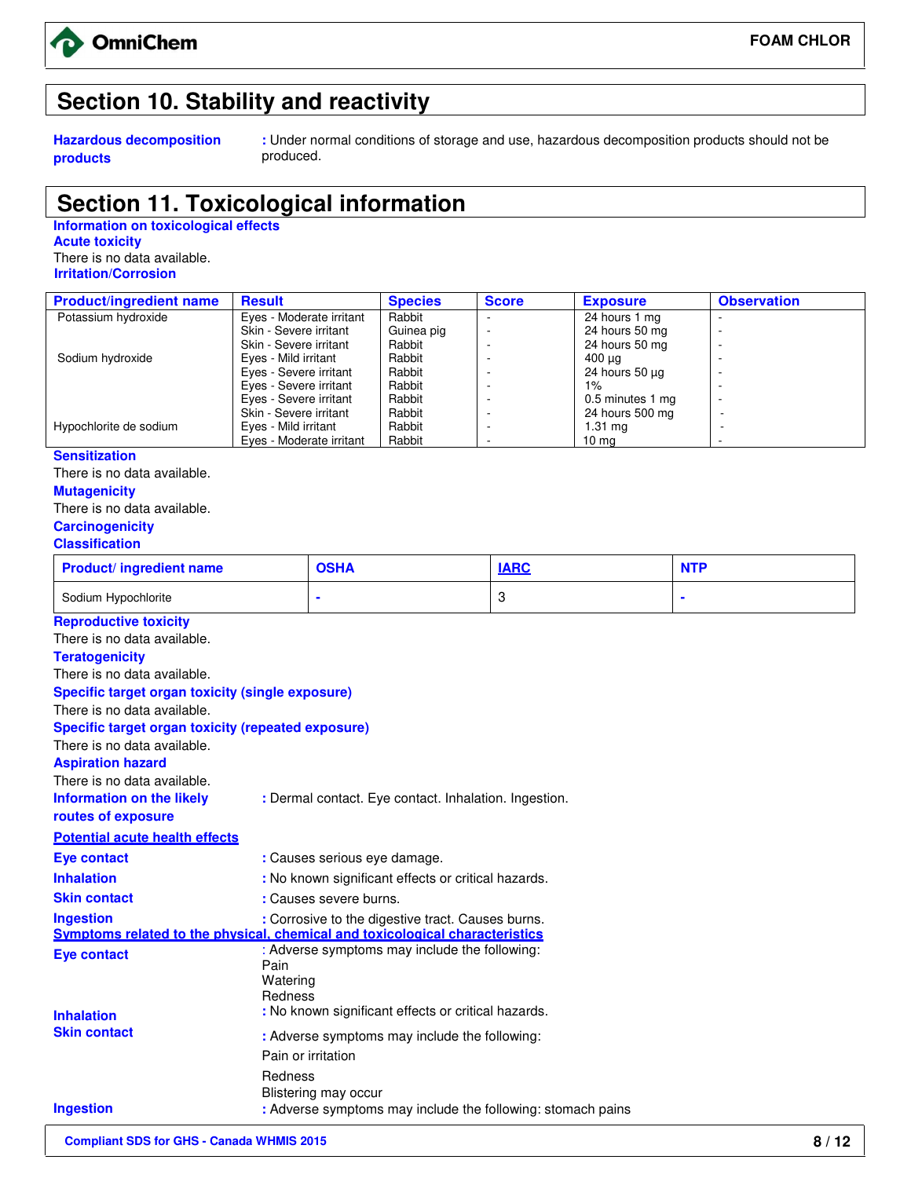## Section 10. Stability and reactivity

**Hazardous decomposition products** : Under normal conditions of storage and use, hazardous decomposition products should not be produced.

## Section 11. Toxicological information

**Information on toxicological effects**

**Acute toxicity**

There is no data available.

**Irritation/Corrosion**

| Product/ingredient name | Result | Species | Score | Exposure | Observation |
|---|---|---|---|---|---|
| Potassium hydroxide | Eyes - Moderate irritant | Rabbit | - | 24 hours 1 mg | - |
| | Skin - Severe irritant | Guinea pig | - | 24 hours 50 mg | - |
| | Skin - Severe irritant | Rabbit | - | 24 hours 50 mg | - |
| Sodium hydroxide | Eyes - Mild irritant | Rabbit | - | 400 µg | - |
| | Eyes - Severe irritant | Rabbit | - | 24 hours 50 µg | - |
| | Eyes - Severe irritant | Rabbit | - | 1% | - |
| | Eyes - Severe irritant | Rabbit | - | 0.5 minutes 1 mg | - |
| | Skin - Severe irritant | Rabbit | - | 24 hours 500 mg | - |
| Hypochlorite de sodium | Eyes - Mild irritant | Rabbit | - | 1.31 mg | - |
| | Eyes - Moderate irritant | Rabbit | - | 10 mg | - |

**Sensitization**

There is no data available.

**Mutagenicity**

There is no data available.

**Carcinogenicity**

**Classification**

| Product/ ingredient name | OSHA | IARC | NTP |
|---|---|---|---|
| Sodium Hypochlorite | - | 3 | - |

**Reproductive toxicity**

There is no data available.

**Teratogenicity**

There is no data available.

**Specific target organ toxicity (single exposure)**

There is no data available.

**Specific target organ toxicity (repeated exposure)**

There is no data available.

**Aspiration hazard**

There is no data available.

**Information on the likely routes of exposure** : Dermal contact. Eye contact. Inhalation. Ingestion.

**Potential acute health effects**

**Eye contact** : Causes serious eye damage.

**Inhalation** : No known significant effects or critical hazards.

**Skin contact** : Causes severe burns.

**Ingestion** : Corrosive to the digestive tract. Causes burns.

**Symptoms related to the physical, chemical and toxicological characteristics**

**Eye contact** : Adverse symptoms may include the following:
Pain
Watering
Redness

**Inhalation** : No known significant effects or critical hazards.

**Skin contact** : Adverse symptoms may include the following:
Pain or irritation
Redness
Blistering may occur

**Ingestion** : Adverse symptoms may include the following: stomach pains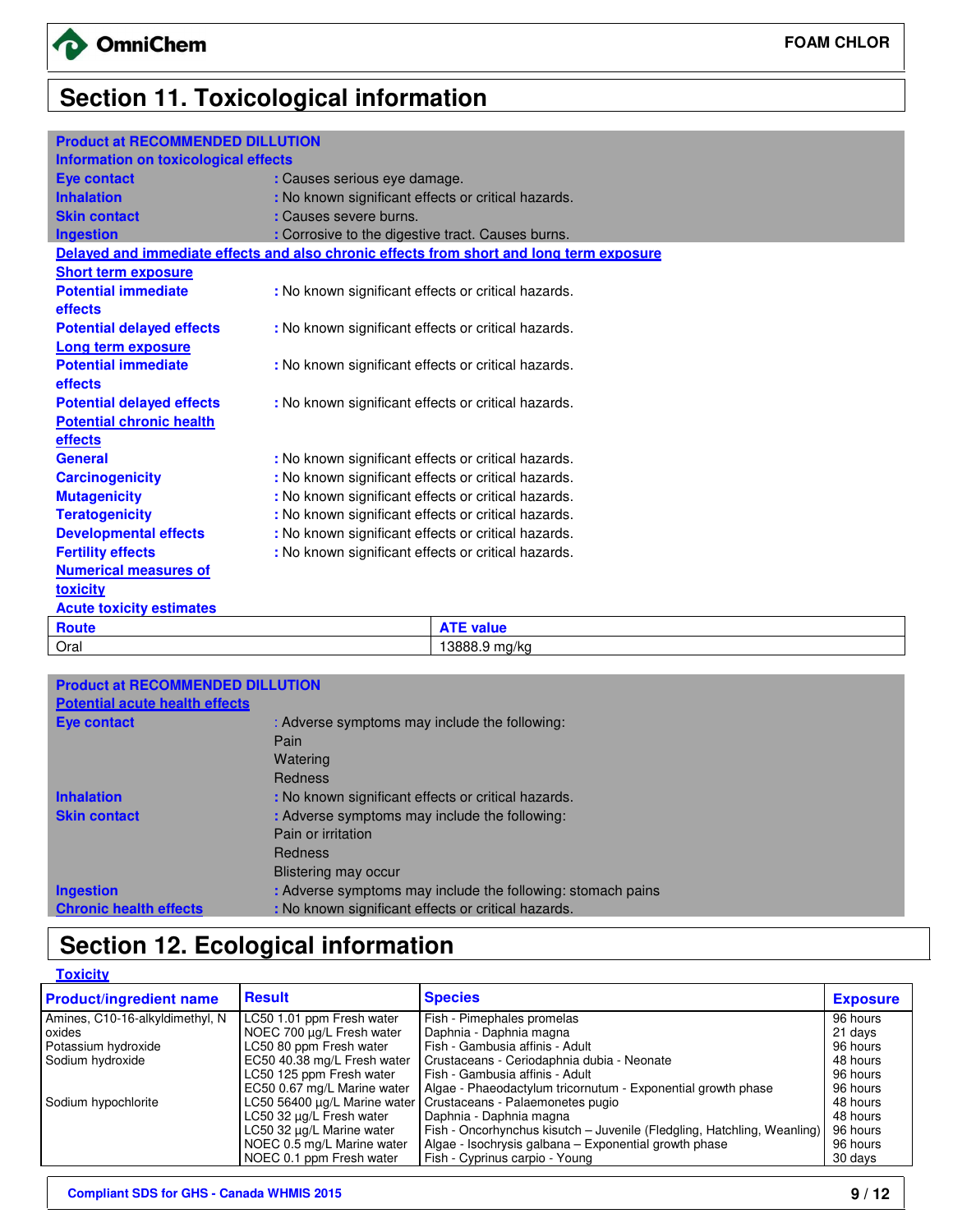# Section 11. Toxicological information

**Product at RECOMMENDED DILLUTION**

**Information on toxicological effects**

**Eye contact** : Causes serious eye damage.

**Inhalation** : No known significant effects or critical hazards.

**Skin contact** : Causes severe burns.

**Ingestion** : Corrosive to the digestive tract. Causes burns.

**Delayed and immediate effects and also chronic effects from short and long term exposure**

**Short term exposure**

**Potential immediate effects** : No known significant effects or critical hazards.

**Potential delayed effects** : No known significant effects or critical hazards.

**Long term exposure**

**Potential immediate effects** : No known significant effects or critical hazards.

**Potential delayed effects** : No known significant effects or critical hazards.

**Potential chronic health effects**

**General** : No known significant effects or critical hazards.

**Carcinogenicity** : No known significant effects or critical hazards.

**Mutagenicity** : No known significant effects or critical hazards.

**Teratogenicity** : No known significant effects or critical hazards.

**Developmental effects** : No known significant effects or critical hazards.

**Fertility effects** : No known significant effects or critical hazards.

**Numerical measures of toxicity**

**Acute toxicity estimates**

| Route | ATE value |
|---|---|
| Oral | 13888.9 mg/kg |

**Product at RECOMMENDED DILLUTION**

**Potential acute health effects**

**Eye contact** : Adverse symptoms may include the following:
Pain
Watering
Redness

**Inhalation** : No known significant effects or critical hazards.

**Skin contact** : Adverse symptoms may include the following:
Pain or irritation
Redness
Blistering may occur

**Ingestion** : Adverse symptoms may include the following: stomach pains

**Chronic health effects** : No known significant effects or critical hazards.

# Section 12. Ecological information

**Toxicity**

| Product/ingredient name | Result | Species | Exposure |
|---|---|---|---|
| Amines, C10-16-alkyldimethyl, N oxides | LC50 1.01 ppm Fresh water | Fish - Pimephales promelas | 96 hours |
| | NOEC 700 µg/L Fresh water | Daphnia - Daphnia magna | 21 days |
| Potassium hydroxide | LC50 80 ppm Fresh water | Fish - Gambusia affinis - Adult | 96 hours |
| Sodium hydroxide | EC50 40.38 mg/L Fresh water | Crustaceans - Ceriodaphnia dubia - Neonate | 48 hours |
| | LC50 125 ppm Fresh water | Fish - Gambusia affinis - Adult | 96 hours |
| | EC50 0.67 mg/L Marine water | Algae - Phaeodactylum tricornutum - Exponential growth phase | 96 hours |
| Sodium hypochlorite | LC50 56400 µg/L Marine water | Crustaceans - Palaemonetes pugio | 48 hours |
| | LC50 32 µg/L Fresh water | Daphnia - Daphnia magna | 48 hours |
| | LC50 32 µg/L Marine water | Fish - Oncorhynchus kisutch – Juvenile (Fledgling, Hatchling, Weanling) | 96 hours |
| | NOEC 0.5 mg/L Marine water | Algae - Isochrysis galbana – Exponential growth phase | 96 hours |
| | NOEC 0.1 ppm Fresh water | Fish - Cyprinus carpio - Young | 30 days |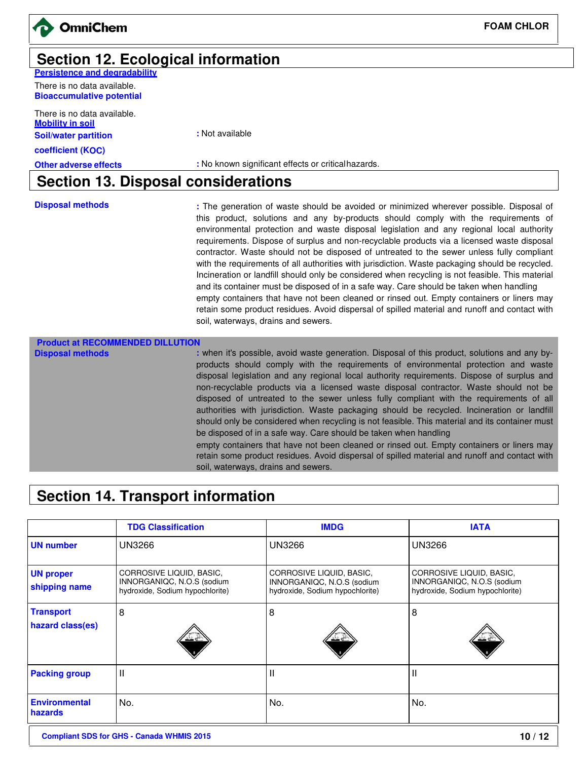## Section 12. Ecological information

**Persistence and degradability**

There is no data available.

**Bioaccumulative potential**

There is no data available.

**Mobility in soil**

**Soil/water partition coefficient (KOC)** : Not available

**Other adverse effects** : No known significant effects or critical hazards.

## Section 13. Disposal considerations

**Disposal methods** : The generation of waste should be avoided or minimized wherever possible. Disposal of this product, solutions and any by-products should comply with the requirements of environmental protection and waste disposal legislation and any regional local authority requirements. Dispose of surplus and non-recyclable products via a licensed waste disposal contractor. Waste should not be disposed of untreated to the sewer unless fully compliant with the requirements of all authorities with jurisdiction. Waste packaging should be recycled. Incineration or landfill should only be considered when recycling is not feasible. This material and its container must be disposed of in a safe way. Care should be taken when handling empty containers that have not been cleaned or rinsed out. Empty containers or liners may retain some product residues. Avoid dispersal of spilled material and runoff and contact with soil, waterways, drains and sewers.

**Product at RECOMMENDED DILUTION**

**Disposal methods** : when it's possible, avoid waste generation. Disposal of this product, solutions and any by-products should comply with the requirements of environmental protection and waste disposal legislation and any regional local authority requirements. Dispose of surplus and non-recyclable products via a licensed waste disposal contractor. Waste should not be disposed of untreated to the sewer unless fully compliant with the requirements of all authorities with jurisdiction. Waste packaging should be recycled. Incineration or landfill should only be considered when recycling is not feasible. This material and its container must be disposed of in a safe way. Care should be taken when handling empty containers that have not been cleaned or rinsed out. Empty containers or liners may retain some product residues. Avoid dispersal of spilled material and runoff and contact with soil, waterways, drains and sewers.

## Section 14. Transport information

| | TDG Classification | IMDG | IATA |
|---|---|---|---|
| UN number | UN3266 | UN3266 | UN3266 |
| UN proper shipping name | CORROSIVE LIQUID, BASIC, INNORGANIQC, N.O.S (sodium hydroxide, Sodium hypochlorite) | CORROSIVE LIQUID, BASIC, INNORGANIQC, N.O.S (sodium hydroxide, Sodium hypochlorite) | CORROSIVE LIQUID, BASIC, INNORGANIQC, N.O.S (sodium hydroxide, Sodium hypochlorite) |
| Transport hazard class(es) | 8 | 8 | 8 |
| Packing group | II | II | II |
| Environmental hazards | No. | No. | No. |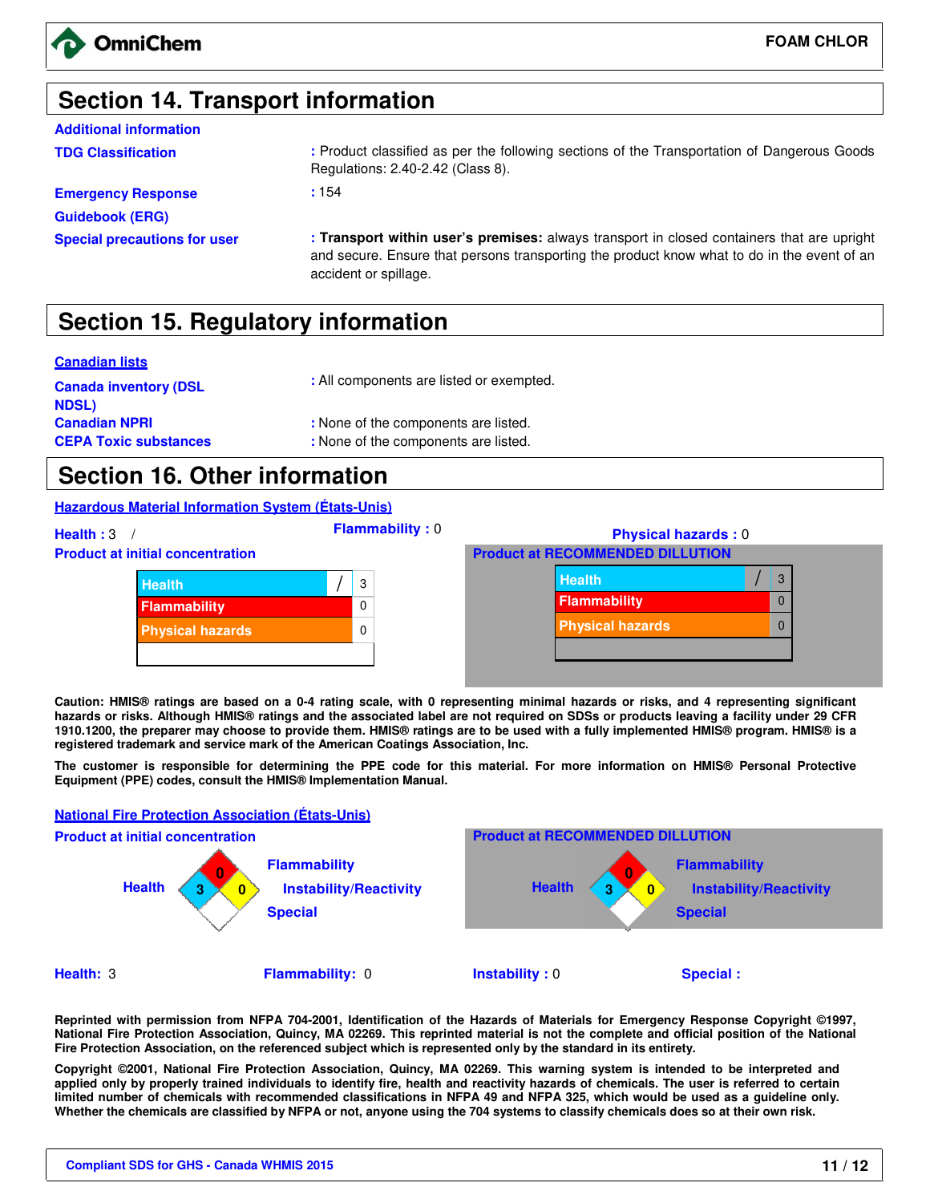## Section 14. Transport information

**Additional information**

| | |
|---|---|
| **TDG Classification** | : Product classified as per the following sections of the Transportation of Dangerous Goods Regulations: 2.40-2.42 (Class 8). |
| **Emergency Response Guidebook (ERG)** | : 154 |
| **Special precautions for user** | : **Transport within user's premises:** always transport in closed containers that are upright and secure. Ensure that persons transporting the product know what to do in the event of an accident or spillage. |

## Section 15. Regulatory information

**Canadian lists**

| | |
|---|---|
| **Canada inventory (DSL NDSL)** | : All components are listed or exempted. |
| **Canadian NPRI** | : None of the components are listed. |
| **CEPA Toxic substances** | : None of the components are listed. |

## Section 16. Other information

**Hazardous Material Information System (États-Unis)**

**Health :** 3 / **Flammability :** 0 **Physical hazards :** 0

**Product at initial concentration**

| | | |
|---|---|---|
| Health | / | 3 |
| Flammability | | 0 |
| Physical hazards | | 0 |

**Product at RECOMMENDED DILUTION**

| | | |
|---|---|---|
| Health | / | 3 |
| Flammability | | 0 |
| Physical hazards | | 0 |

**Caution: HMIS® ratings are based on a 0-4 rating scale, with 0 representing minimal hazards or risks, and 4 representing significant hazards or risks. Although HMIS® ratings and the associated label are not required on SDSs or products leaving a facility under 29 CFR 1910.1200, the preparer may choose to provide them. HMIS® ratings are to be used with a fully implemented HMIS® program. HMIS® is a registered trademark and service mark of the American Coatings Association, Inc.**

**The customer is responsible for determining the PPE code for this material. For more information on HMIS® Personal Protective Equipment (PPE) codes, consult the HMIS® Implementation Manual.**

**National Fire Protection Association (États-Unis)**

**Product at initial concentration**

Health: 3, Flammability: 0, Instability/Reactivity: 0, Special: (blank)

**Product at RECOMMENDED DILUTION**

Health: 3, Flammability: 0, Instability/Reactivity: 0, Special: (blank)

**Health:** 3 **Flammability:** 0 **Instability :** 0 **Special :**

**Reprinted with permission from NFPA 704-2001, Identification of the Hazards of Materials for Emergency Response Copyright ©1997, National Fire Protection Association, Quincy, MA 02269. This reprinted material is not the complete and official position of the National Fire Protection Association, on the referenced subject which is represented only by the standard in its entirety.**

**Copyright ©2001, National Fire Protection Association, Quincy, MA 02269. This warning system is intended to be interpreted and applied only by properly trained individuals to identify fire, health and reactivity hazards of chemicals. The user is referred to certain limited number of chemicals with recommended classifications in NFPA 49 and NFPA 325, which would be used as a guideline only. Whether the chemicals are classified by NFPA or not, anyone using the 704 systems to classify chemicals does so at their own risk.**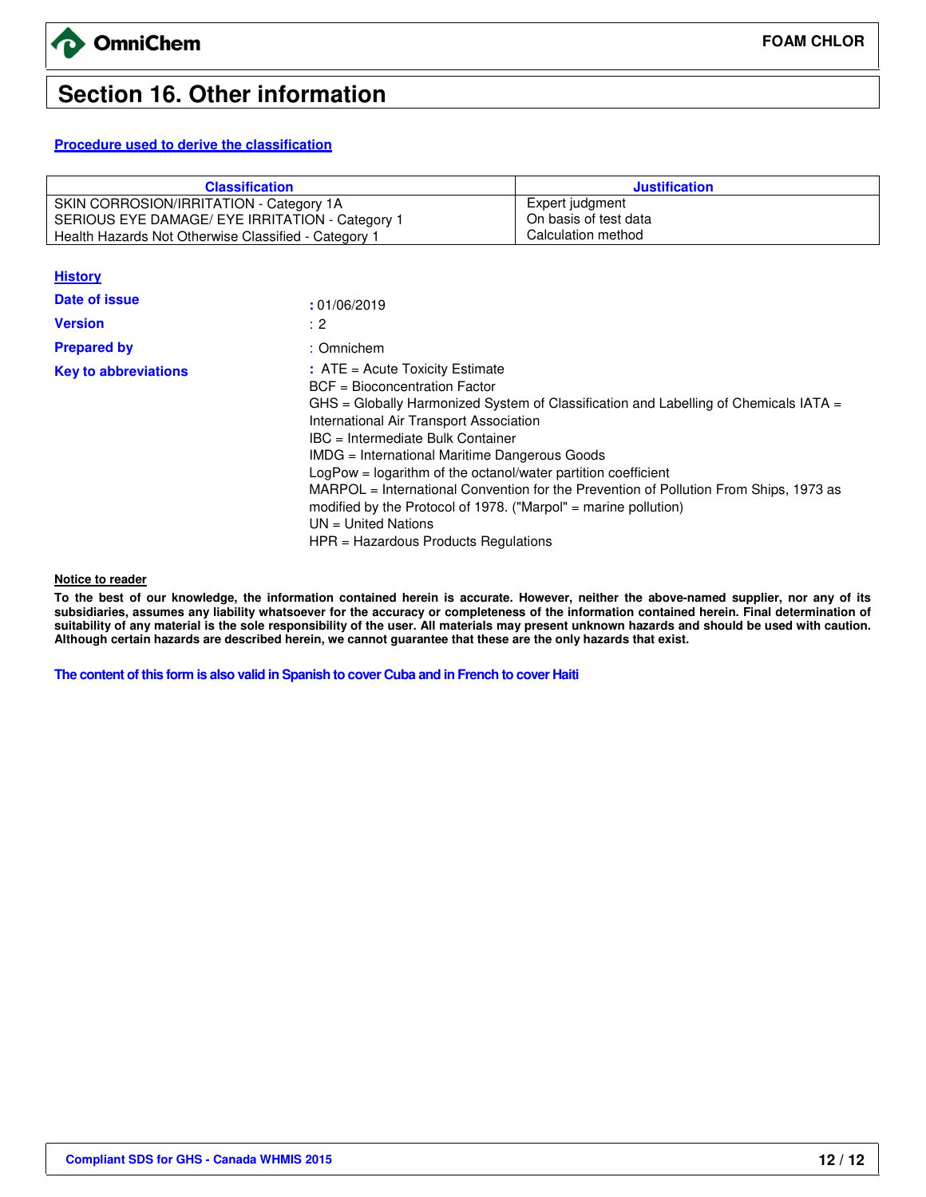# Section 16. Other information

**Procedure used to derive the classification**

| Classification | Justification |
| --- | --- |
| SKIN CORROSION/IRRITATION - Category 1A | Expert judgment |
| SERIOUS EYE DAMAGE/ EYE IRRITATION - Category 1 | On basis of test data |
| Health Hazards Not Otherwise Classified - Category 1 | Calculation method |

**History**

**Date of issue** : 01/06/2019

**Version** : 2

**Prepared by** : Omnichem

**Key to abbreviations** : ATE = Acute Toxicity Estimate
BCF = Bioconcentration Factor
GHS = Globally Harmonized System of Classification and Labelling of Chemicals IATA = International Air Transport Association
IBC = Intermediate Bulk Container
IMDG = International Maritime Dangerous Goods
LogPow = logarithm of the octanol/water partition coefficient
MARPOL = International Convention for the Prevention of Pollution From Ships, 1973 as modified by the Protocol of 1978. ("Marpol" = marine pollution)
UN = United Nations
HPR = Hazardous Products Regulations

**Notice to reader**

**To the best of our knowledge, the information contained herein is accurate. However, neither the above-named supplier, nor any of its subsidiaries, assumes any liability whatsoever for the accuracy or completeness of the information contained herein. Final determination of suitability of any material is the sole responsibility of the user. All materials may present unknown hazards and should be used with caution. Although certain hazards are described herein, we cannot guarantee that these are the only hazards that exist.**

**The content of this form is also valid in Spanish to cover Cuba and in French to cover Haiti**